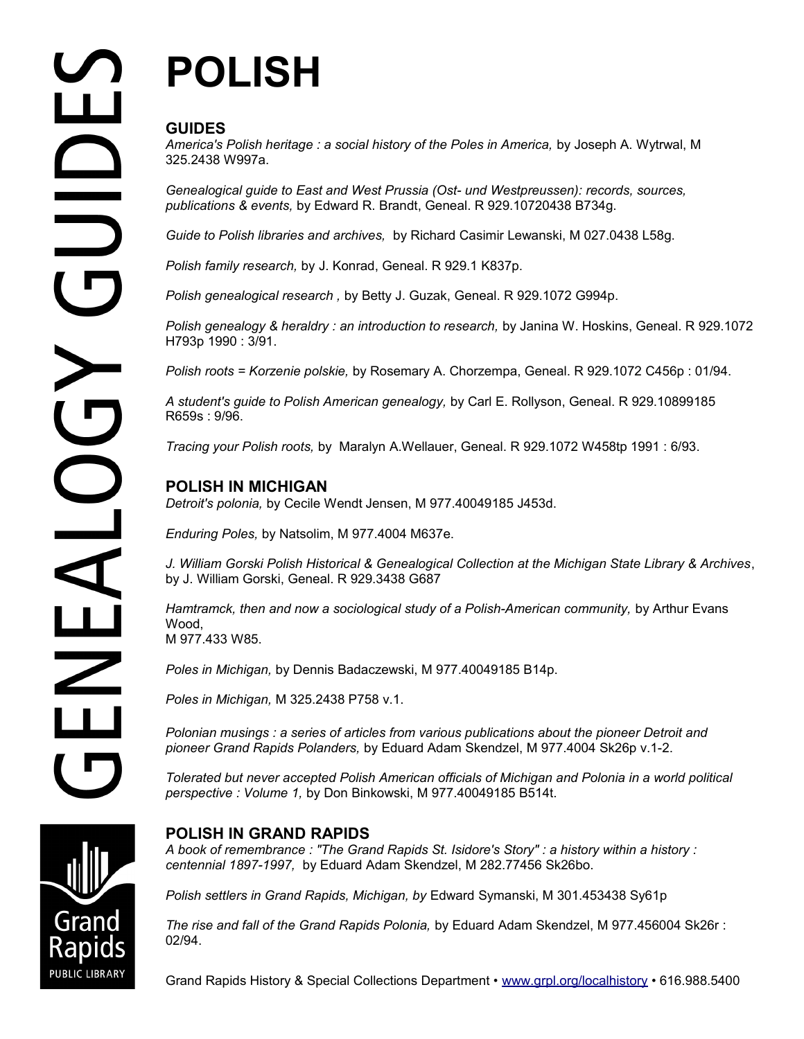# POLISH

## GUIDES

*America's Polish heritage : a social history of the Poles in America,* by Joseph A. Wytrwal, M 325.2438 W997a.

*Genealogical guide to East and West Prussia (Ost- und Westpreussen): records, sources, publications & events,* by Edward R. Brandt, Geneal. R 929.10720438 B734g.

*Guide to Polish libraries and archives,* by Richard Casimir Lewanski, M 027.0438 L58g.

*Polish family research,* by J. Konrad, Geneal. R 929.1 K837p.

*Polish genealogical research ,* by Betty J. Guzak, Geneal. R 929.1072 G994p.

*Polish genealogy & heraldry : an introduction to research,* by Janina W. Hoskins, Geneal. R 929.1072 H793p 1990 : 3/91.

*Polish roots = Korzenie polskie,* by Rosemary A. Chorzempa, Geneal. R 929.1072 C456p : 01/94.

*A student's guide to Polish American genealogy,* by Carl E. Rollyson, Geneal. R 929.10899185 R659s : 9/96.

*Tracing your Polish roots,* by Maralyn A.Wellauer, Geneal. R 929.1072 W458tp 1991 : 6/93.

## POLISH IN MICHIGAN

*Detroit's polonia,* by Cecile Wendt Jensen, M 977.40049185 J453d.

*Enduring Poles,* by Natsolim, M 977.4004 M637e.

*J. William Gorski Polish Historical & Genealogical Collection at the Michigan State Library & Archives*, by J. William Gorski, Geneal. R 929.3438 G687

*Hamtramck, then and now a sociological study of a Polish-American community,* by Arthur Evans Wood,
M 977.433 W85.

*Poles in Michigan,* by Dennis Badaczewski, M 977.40049185 B14p.

*Poles in Michigan,* M 325.2438 P758 v.1.

*Polonian musings : a series of articles from various publications about the pioneer Detroit and pioneer Grand Rapids Polanders,* by Eduard Adam Skendzel, M 977.4004 Sk26p v.1-2.

*Tolerated but never accepted Polish American officials of Michigan and Polonia in a world political perspective : Volume 1,* by Don Binkowski, M 977.40049185 B514t.

## POLISH IN GRAND RAPIDS

*A book of remembrance : "The Grand Rapids St. Isidore's Story" : a history within a history : centennial 1897-1997,* by Eduard Adam Skendzel, M 282.77456 Sk26bo.

*Polish settlers in Grand Rapids, Michigan, by* Edward Symanski, M 301.453438 Sy61p

*The rise and fall of the Grand Rapids Polonia,* by Eduard Adam Skendzel, M 977.456004 Sk26r : 02/94.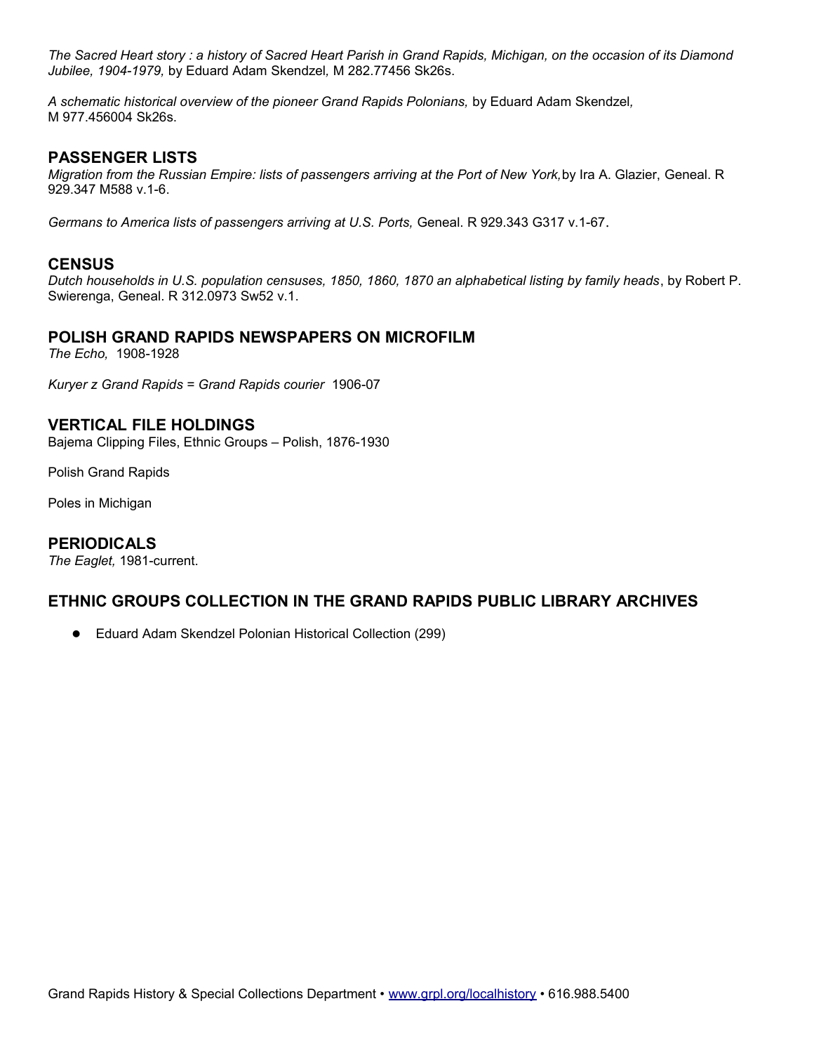*The Sacred Heart story : a history of Sacred Heart Parish in Grand Rapids, Michigan, on the occasion of its Diamond Jubilee, 1904-1979,* by Eduard Adam Skendzel, M 282.77456 Sk26s.

*A schematic historical overview of the pioneer Grand Rapids Polonians,* by Eduard Adam Skendzel, M 977.456004 Sk26s.

## PASSENGER LISTS

*Migration from the Russian Empire: lists of passengers arriving at the Port of New York,* by Ira A. Glazier, Geneal. R 929.347 M588 v.1-6.

*Germans to America lists of passengers arriving at U.S. Ports,* Geneal. R 929.343 G317 v.1-67.

## CENSUS

*Dutch households in U.S. population censuses, 1850, 1860, 1870 an alphabetical listing by family heads*, by Robert P. Swierenga, Geneal. R 312.0973 Sw52 v.1.

## POLISH GRAND RAPIDS NEWSPAPERS ON MICROFILM

*The Echo,* 1908-1928

*Kuryer z Grand Rapids = Grand Rapids courier* 1906-07

## VERTICAL FILE HOLDINGS

Bajema Clipping Files, Ethnic Groups – Polish, 1876-1930

Polish Grand Rapids

Poles in Michigan

## PERIODICALS

*The Eaglet,* 1981-current.

## ETHNIC GROUPS COLLECTION IN THE GRAND RAPIDS PUBLIC LIBRARY ARCHIVES

- Eduard Adam Skendzel Polonian Historical Collection (299)

Grand Rapids History & Special Collections Department • www.grpl.org/localhistory • 616.988.5400